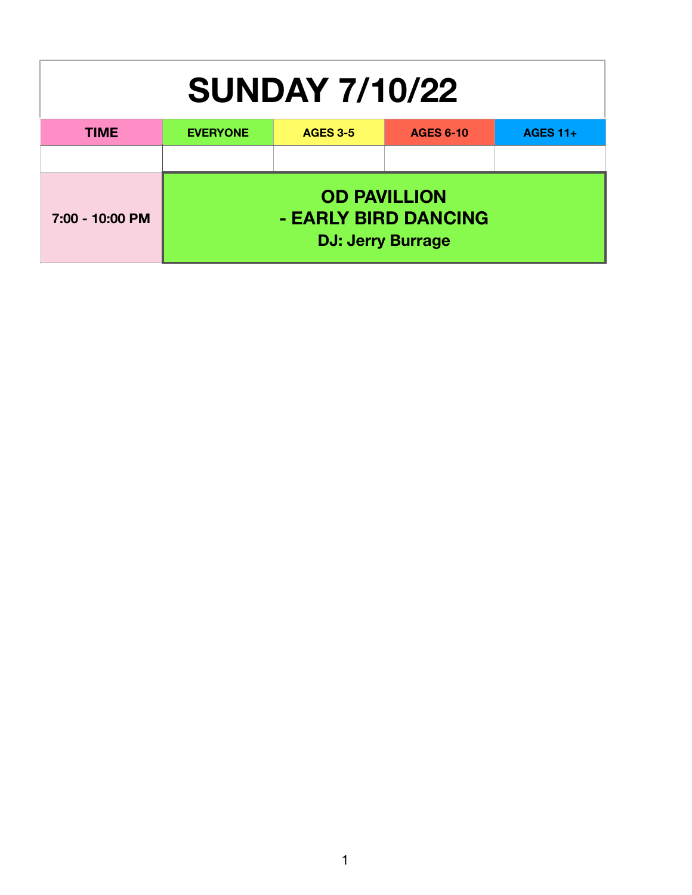# SUNDAY 7/10/22

| TIME | EVERYONE | AGES 3-5 | AGES 6-10 | AGES 11+ |
|---|---|---|---|---|
| | | | | |
| 7:00 - 10:00 PM | **OD PAVILLION - EARLY BIRD DANCING** DJ: Jerry Burrage | | | |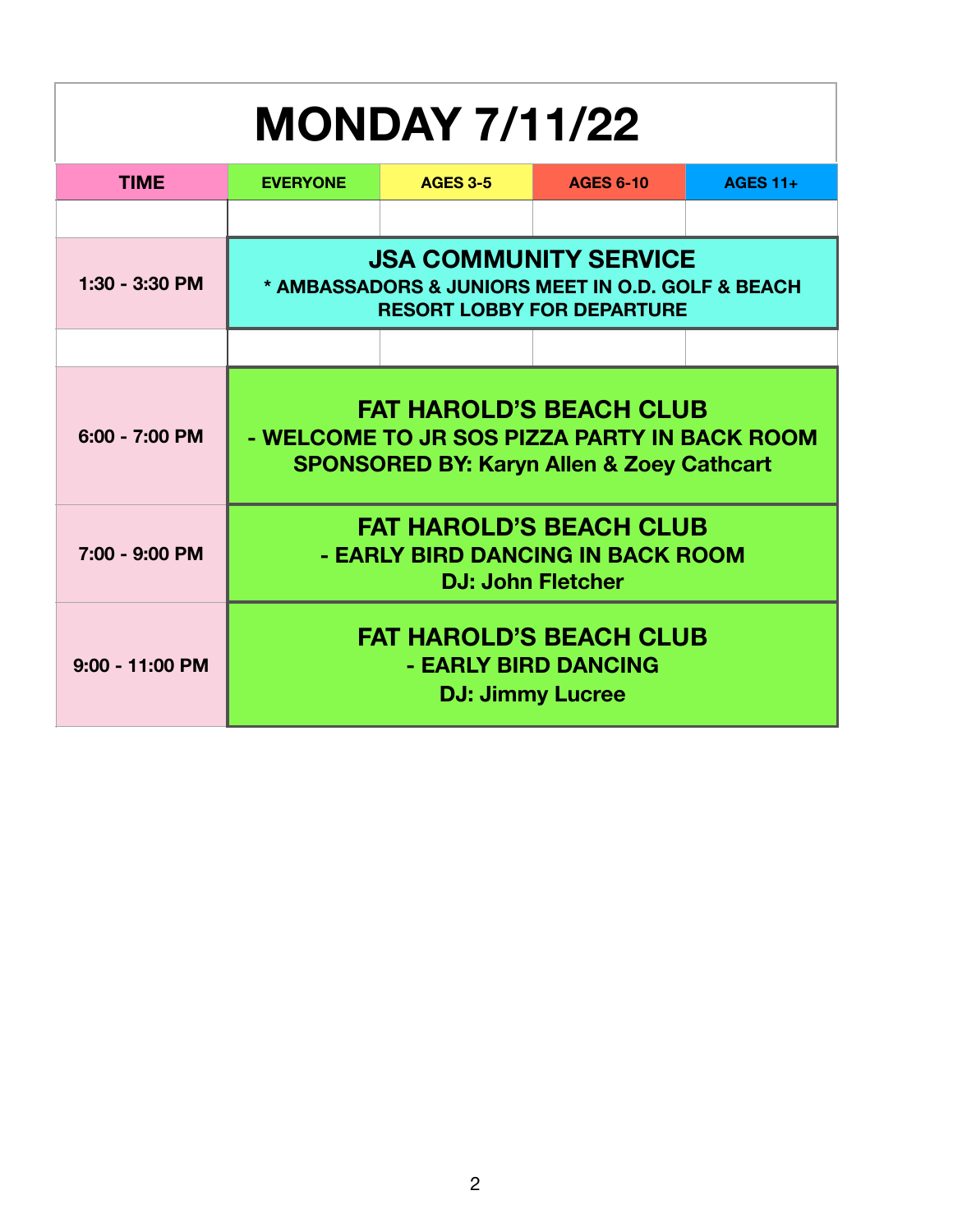# MONDAY 7/11/22

| TIME | EVERYONE | AGES 3-5 | AGES 6-10 | AGES 11+ |
|---|---|---|---|---|
| | | | | |
| 1:30 - 3:30 PM | **JSA COMMUNITY SERVICE**<br>* AMBASSADORS & JUNIORS MEET IN O.D. GOLF & BEACH RESORT LOBBY FOR DEPARTURE | | | |
| | | | | |
| 6:00 - 7:00 PM | **FAT HAROLD'S BEACH CLUB**<br>- WELCOME TO JR SOS PIZZA PARTY IN BACK ROOM<br>SPONSORED BY: Karyn Allen & Zoey Cathcart | | | |
| 7:00 - 9:00 PM | **FAT HAROLD'S BEACH CLUB**<br>- EARLY BIRD DANCING IN BACK ROOM<br>DJ: John Fletcher | | | |
| 9:00 - 11:00 PM | **FAT HAROLD'S BEACH CLUB**<br>- EARLY BIRD DANCING<br>DJ: Jimmy Lucree | | | |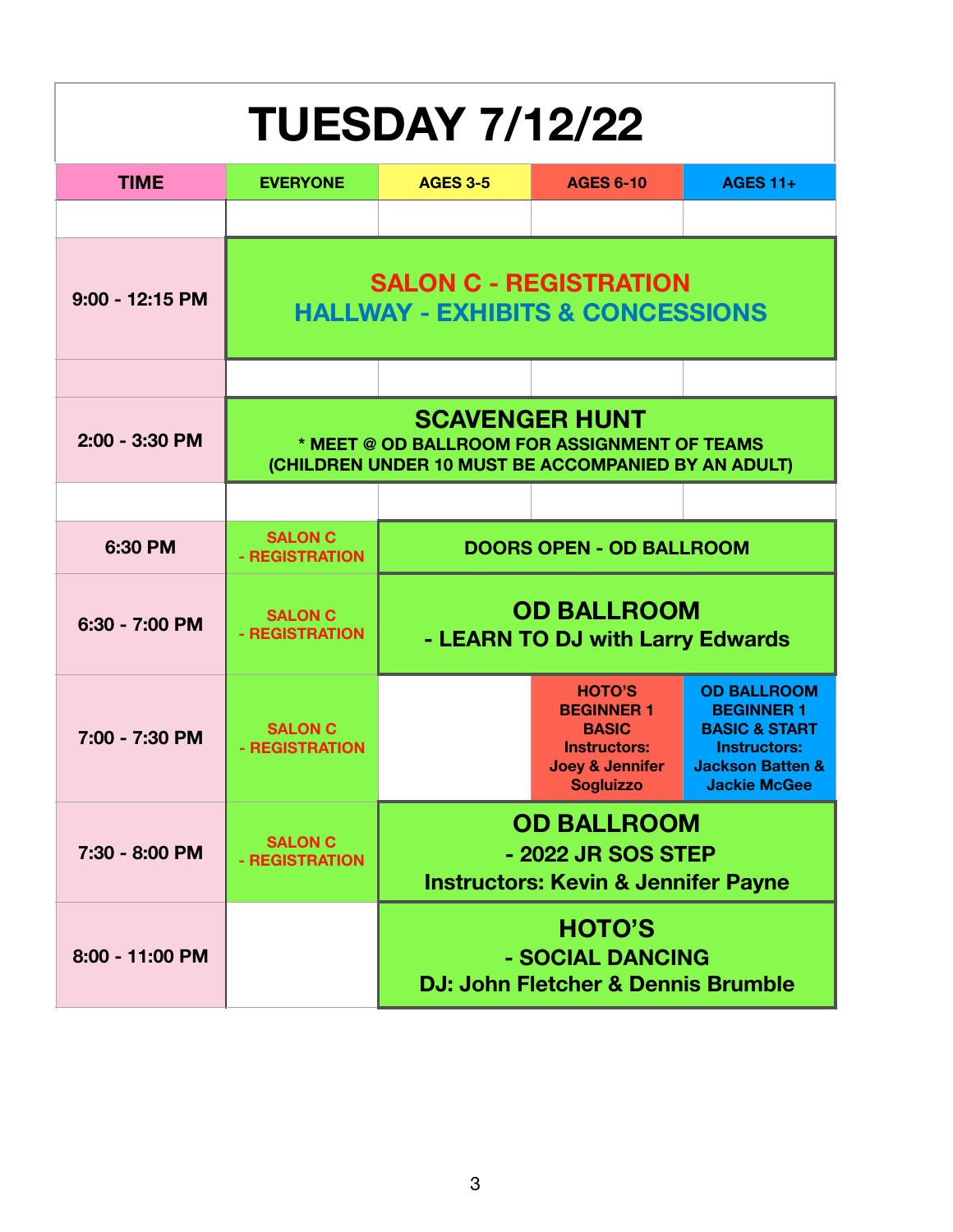# TUESDAY 7/12/22

| TIME | EVERYONE | AGES 3-5 | AGES 6-10 | AGES 11+ |
|---|---|---|---|---|
| | | | | |
| 9:00 - 12:15 PM | SALON C - REGISTRATION<br>HALLWAY - EXHIBITS & CONCESSIONS | | | |
| | | | | |
| 2:00 - 3:30 PM | SCAVENGER HUNT<br>* MEET @ OD BALLROOM FOR ASSIGNMENT OF TEAMS<br>(CHILDREN UNDER 10 MUST BE ACCOMPANIED BY AN ADULT) | | | |
| | | | | |
| 6:30 PM | SALON C - REGISTRATION | DOORS OPEN - OD BALLROOM | | |
| 6:30 - 7:00 PM | SALON C - REGISTRATION | OD BALLROOM<br>- LEARN TO DJ with Larry Edwards | | |
| 7:00 - 7:30 PM | SALON C - REGISTRATION | | HOTO'S<br>BEGINNER 1<br>BASIC<br>Instructors:<br>Joey & Jennifer Sogluizzo | OD BALLROOM<br>BEGINNER 1<br>BASIC & START<br>Instructors:<br>Jackson Batten & Jackie McGee |
| 7:30 - 8:00 PM | SALON C - REGISTRATION | OD BALLROOM<br>- 2022 JR SOS STEP<br>Instructors: Kevin & Jennifer Payne | | |
| 8:00 - 11:00 PM | | HOTO'S<br>- SOCIAL DANCING<br>DJ: John Fletcher & Dennis Brumble | | |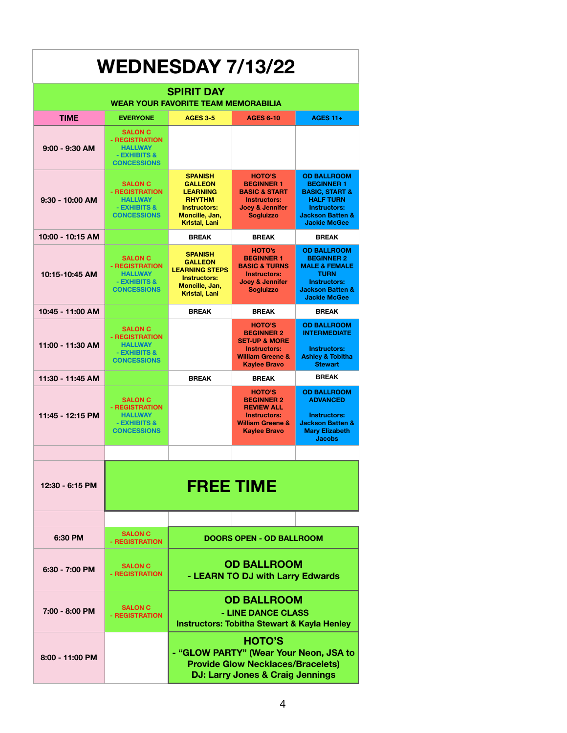# WEDNESDAY 7/13/22

**SPIRIT DAY**
**WEAR YOUR FAVORITE TEAM MEMORABILIA**

| TIME | EVERYONE | AGES 3-5 | AGES 6-10 | AGES 11+ |
|---|---|---|---|---|
| 9:00 - 9:30 AM | SALON C - REGISTRATION HALLWAY - EXHIBITS & CONCESSIONS | | | |
| 9:30 - 10:00 AM | SALON C - REGISTRATION HALLWAY - EXHIBITS & CONCESSIONS | SPANISH GALLEON LEARNING RHYTHM Instructors: Moncille, Jan, KrIstal, Lani | HOTO'S BEGINNER 1 BASIC & START Instructors: Joey & Jennifer Sogluizzo | OD BALLROOM BEGINNER 1 BASIC, START & HALF TURN Instructors: Jackson Batten & Jackie McGee |
| 10:00 - 10:15 AM | | BREAK | BREAK | BREAK |
| 10:15-10:45 AM | SALON C - REGISTRATION HALLWAY - EXHIBITS & CONCESSIONS | SPANISH GALLEON LEARNING STEPS Instructors: Moncille, Jan, KrIstal, Lani | HOTO's BEGINNER 1 BASIC & TURNS Instructors: Joey & Jennifer Sogluizzo | OD BALLROOM BEGINNER 2 MALE & FEMALE TURN Instructors: Jackson Batten & Jackie McGee |
| 10:45 - 11:00 AM | | BREAK | BREAK | BREAK |
| 11:00 - 11:30 AM | SALON C - REGISTRATION HALLWAY - EXHIBITS & CONCESSIONS | | HOTO'S BEGINNER 2 SET-UP & MORE Instructors: William Greene & Kaylee Bravo | OD BALLROOM INTERMEDIATE Instructors: Ashley & Tobitha Stewart |
| 11:30 - 11:45 AM | | BREAK | BREAK | BREAK |
| 11:45 - 12:15 PM | SALON C - REGISTRATION HALLWAY - EXHIBITS & CONCESSIONS | | HOTO'S BEGINNER 2 REVIEW ALL Instructors: William Greene & Kaylee Bravo | OD BALLROOM ADVANCED Instructors: Jackson Batten & Mary Elizabeth Jacobs |
| | | | | |
| 12:30 - 6:15 PM | **FREE TIME** | | | |
| | | | | |
| 6:30 PM | SALON C - REGISTRATION | DOORS OPEN - OD BALLROOM | | |
| 6:30 - 7:00 PM | SALON C - REGISTRATION | **OD BALLROOM** - LEARN TO DJ with Larry Edwards | | |
| 7:00 - 8:00 PM | SALON C - REGISTRATION | **OD BALLROOM** - LINE DANCE CLASS Instructors: Tobitha Stewart & Kayla Henley | | |
| 8:00 - 11:00 PM | | **HOTO'S** - "GLOW PARTY" (Wear Your Neon, JSA to Provide Glow Necklaces/Bracelets) DJ: Larry Jones & Craig Jennings | | |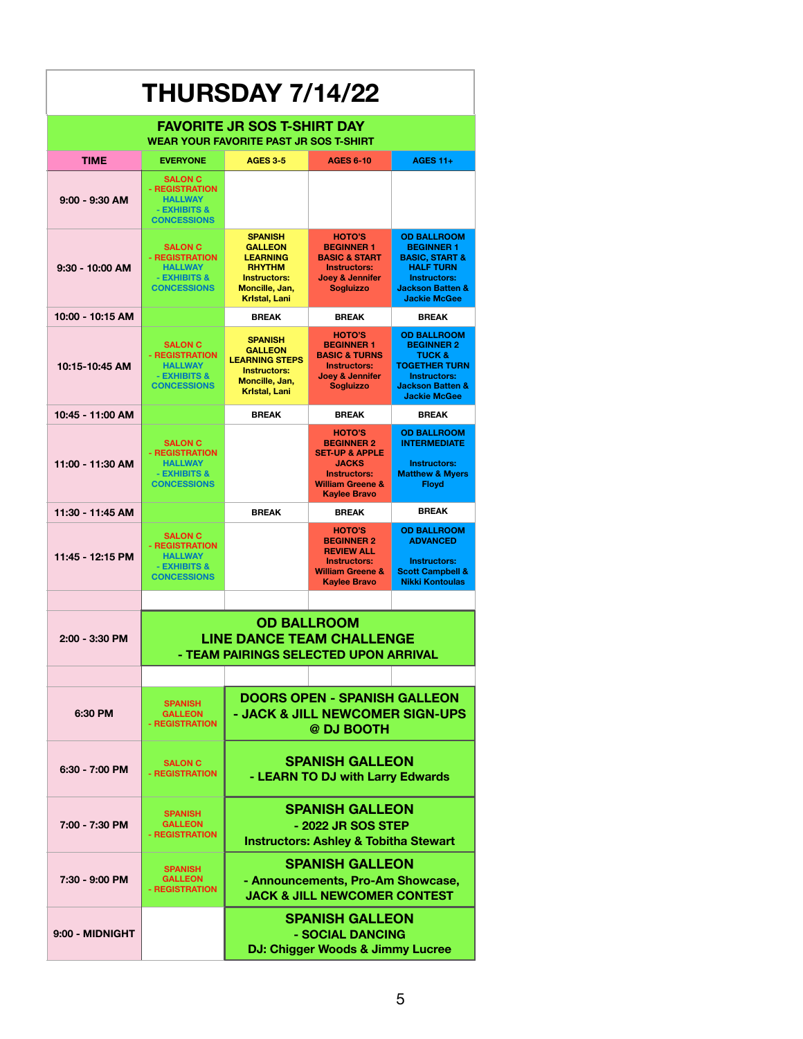# THURSDAY 7/14/22

## FAVORITE JR SOS T-SHIRT DAY

WEAR YOUR FAVORITE PAST JR SOS T-SHIRT

| TIME | EVERYONE | AGES 3-5 | AGES 6-10 | AGES 11+ |
|---|---|---|---|---|
| 9:00 - 9:30 AM | SALON C - REGISTRATION HALLWAY - EXHIBITS & CONCESSIONS | | | |
| 9:30 - 10:00 AM | SALON C - REGISTRATION HALLWAY - EXHIBITS & CONCESSIONS | SPANISH GALLEON LEARNING RHYTHM Instructors: Moncille, Jan, Krlstal, Lani | HOTO'S BEGINNER 1 BASIC & START Instructors: Joey & Jennifer Sogluizzo | OD BALLROOM BEGINNER 1 BASIC, START & HALF TURN Instructors: Jackson Batten & Jackie McGee |
| 10:00 - 10:15 AM | | BREAK | BREAK | BREAK |
| 10:15-10:45 AM | SALON C - REGISTRATION HALLWAY - EXHIBITS & CONCESSIONS | SPANISH GALLEON LEARNING STEPS Instructors: Moncille, Jan, Krlstal, Lani | HOTO'S BEGINNER 1 BASIC & TURNS Instructors: Joey & Jennifer Sogluizzo | OD BALLROOM BEGINNER 2 TUCK & TOGETHER TURN Instructors: Jackson Batten & Jackie McGee |
| 10:45 - 11:00 AM | | BREAK | BREAK | BREAK |
| 11:00 - 11:30 AM | SALON C - REGISTRATION HALLWAY - EXHIBITS & CONCESSIONS | | HOTO'S BEGINNER 2 SET-UP & APPLE JACKS Instructors: William Greene & Kaylee Bravo | OD BALLROOM INTERMEDIATE Instructors: Matthew & Myers Floyd |
| 11:30 - 11:45 AM | | BREAK | BREAK | BREAK |
| 11:45 - 12:15 PM | SALON C - REGISTRATION HALLWAY - EXHIBITS & CONCESSIONS | | HOTO'S BEGINNER 2 REVIEW ALL Instructors: William Greene & Kaylee Bravo | OD BALLROOM ADVANCED Instructors: Scott Campbell & Nikki Kontoulas |
| | | | | |
| 2:00 - 3:30 PM | OD BALLROOM LINE DANCE TEAM CHALLENGE - TEAM PAIRINGS SELECTED UPON ARRIVAL | | | |
| | | | | |
| 6:30 PM | SPANISH GALLEON - REGISTRATION | DOORS OPEN - SPANISH GALLEON - JACK & JILL NEWCOMER SIGN-UPS @ DJ BOOTH | | |
| 6:30 - 7:00 PM | SALON C - REGISTRATION | SPANISH GALLEON - LEARN TO DJ with Larry Edwards | | |
| 7:00 - 7:30 PM | SPANISH GALLEON - REGISTRATION | SPANISH GALLEON - 2022 JR SOS STEP Instructors: Ashley & Tobitha Stewart | | |
| 7:30 - 9:00 PM | SPANISH GALLEON - REGISTRATION | SPANISH GALLEON - Announcements, Pro-Am Showcase, JACK & JILL NEWCOMER CONTEST | | |
| 9:00 - MIDNIGHT | | SPANISH GALLEON - SOCIAL DANCING DJ: Chigger Woods & Jimmy Lucree | | |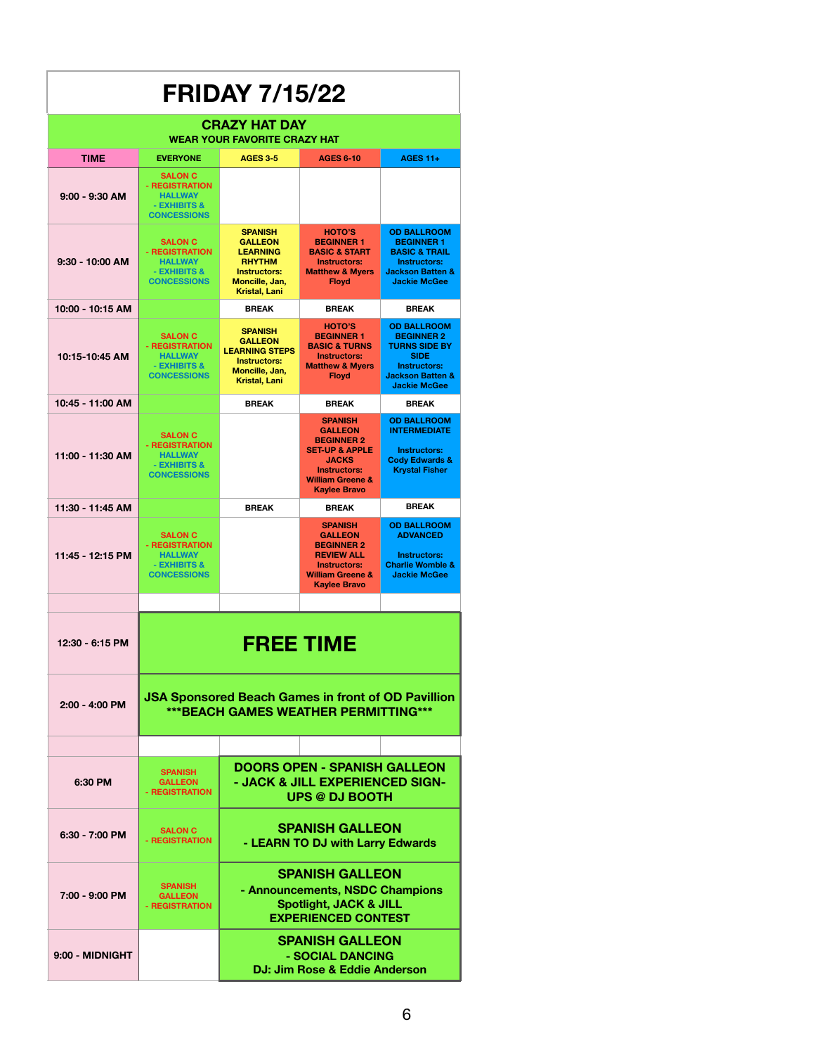# FRIDAY 7/15/22

## CRAZY HAT DAY

WEAR YOUR FAVORITE CRAZY HAT

| TIME | EVERYONE | AGES 3-5 | AGES 6-10 | AGES 11+ |
|---|---|---|---|---|
| 9:00 - 9:30 AM | SALON C - REGISTRATION HALLWAY - EXHIBITS & CONCESSIONS | | | |
| 9:30 - 10:00 AM | SALON C - REGISTRATION HALLWAY - EXHIBITS & CONCESSIONS | SPANISH GALLEON LEARNING RHYTHM Instructors: Moncille, Jan, Kristal, Lani | HOTO'S BEGINNER 1 BASIC & START Instructors: Matthew & Myers Floyd | OD BALLROOM BEGINNER 1 BASIC & TRAIL Instructors: Jackson Batten & Jackie McGee |
| 10:00 - 10:15 AM | | BREAK | BREAK | BREAK |
| 10:15-10:45 AM | SALON C - REGISTRATION HALLWAY - EXHIBITS & CONCESSIONS | SPANISH GALLEON LEARNING STEPS Instructors: Moncille, Jan, Kristal, Lani | HOTO'S BEGINNER 1 BASIC & TURNS Instructors: Matthew & Myers Floyd | OD BALLROOM BEGINNER 2 TURNS SIDE BY SIDE Instructors: Jackson Batten & Jackie McGee |
| 10:45 - 11:00 AM | | BREAK | BREAK | BREAK |
| 11:00 - 11:30 AM | SALON C - REGISTRATION HALLWAY - EXHIBITS & CONCESSIONS | | SPANISH GALLEON BEGINNER 2 SET-UP & APPLE JACKS Instructors: William Greene & Kaylee Bravo | OD BALLROOM INTERMEDIATE Instructors: Cody Edwards & Krystal Fisher |
| 11:30 - 11:45 AM | | BREAK | BREAK | BREAK |
| 11:45 - 12:15 PM | SALON C - REGISTRATION HALLWAY - EXHIBITS & CONCESSIONS | | SPANISH GALLEON BEGINNER 2 REVIEW ALL Instructors: William Greene & Kaylee Bravo | OD BALLROOM ADVANCED Instructors: Charlie Womble & Jackie McGee |
| | | | | |
| 12:30 - 6:15 PM | **FREE TIME** | | | |
| 2:00 - 4:00 PM | JSA Sponsored Beach Games in front of OD Pavillion ***BEACH GAMES WEATHER PERMITTING*** | | | |
| | | | | |
| 6:30 PM | SPANISH GALLEON - REGISTRATION | DOORS OPEN - SPANISH GALLEON - JACK & JILL EXPERIENCED SIGN-UPS @ DJ BOOTH | | |
| 6:30 - 7:00 PM | SALON C - REGISTRATION | SPANISH GALLEON - LEARN TO DJ with Larry Edwards | | |
| 7:00 - 9:00 PM | SPANISH GALLEON - REGISTRATION | SPANISH GALLEON - Announcements, NSDC Champions Spotlight, JACK & JILL EXPERIENCED CONTEST | | |
| 9:00 - MIDNIGHT | | SPANISH GALLEON - SOCIAL DANCING DJ: Jim Rose & Eddie Anderson | | |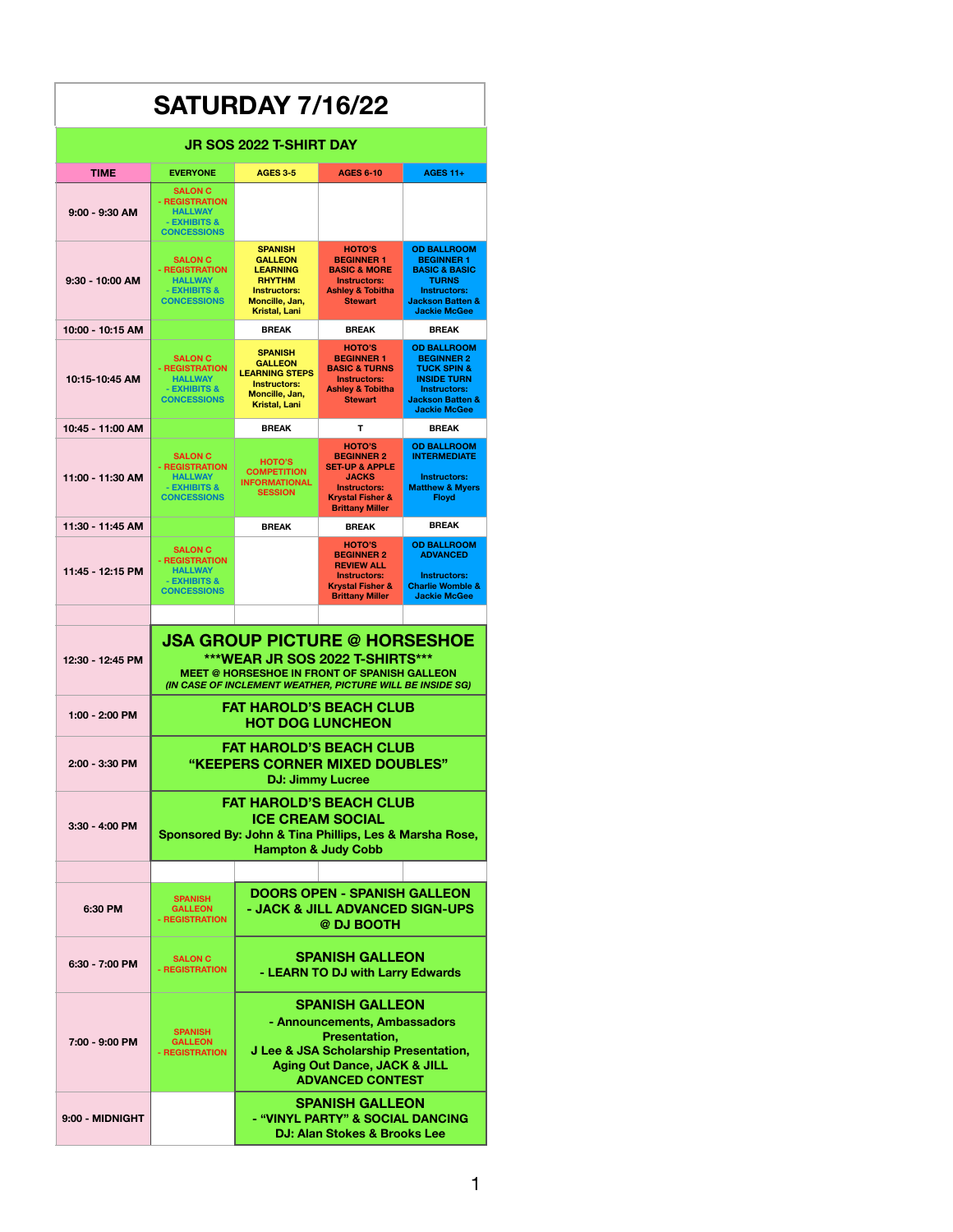# SATURDAY 7/16/22

## JR SOS 2022 T-SHIRT DAY

| TIME | EVERYONE | AGES 3-5 | AGES 6-10 | AGES 11+ |
|---|---|---|---|---|
| 9:00 - 9:30 AM | SALON C - REGISTRATION HALLWAY - EXHIBITS & CONCESSIONS | | | |
| 9:30 - 10:00 AM | SALON C - REGISTRATION HALLWAY - EXHIBITS & CONCESSIONS | SPANISH GALLEON LEARNING RHYTHM Instructors: Moncille, Jan, Kristal, Lani | HOTO'S BEGINNER 1 BASIC & MORE Instructors: Ashley & Tobitha Stewart | OD BALLROOM BEGINNER 1 BASIC & BASIC TURNS Instructors: Jackson Batten & Jackie McGee |
| 10:00 - 10:15 AM | | BREAK | BREAK | BREAK |
| 10:15-10:45 AM | SALON C - REGISTRATION HALLWAY - EXHIBITS & CONCESSIONS | SPANISH GALLEON LEARNING STEPS Instructors: Moncille, Jan, Kristal, Lani | HOTO'S BEGINNER 1 BASIC & TURNS Instructors: Ashley & Tobitha Stewart | OD BALLROOM BEGINNER 2 TUCK SPIN & INSIDE TURN Instructors: Jackson Batten & Jackie McGee |
| 10:45 - 11:00 AM | | BREAK | T | BREAK |
| 11:00 - 11:30 AM | SALON C - REGISTRATION HALLWAY - EXHIBITS & CONCESSIONS | HOTO'S COMPETITION INFORMATIONAL SESSION | HOTO'S BEGINNER 2 SET-UP & APPLE JACKS Instructors: Krystal Fisher & Brittany Miller | OD BALLROOM INTERMEDIATE Instructors: Matthew & Myers Floyd |
| 11:30 - 11:45 AM | | BREAK | BREAK | BREAK |
| 11:45 - 12:15 PM | SALON C - REGISTRATION HALLWAY - EXHIBITS & CONCESSIONS | | HOTO'S BEGINNER 2 REVIEW ALL Instructors: Krystal Fisher & Brittany Miller | OD BALLROOM ADVANCED Instructors: Charlie Womble & Jackie McGee |
| | | | | |
| 12:30 - 12:45 PM | **JSA GROUP PICTURE @ HORSESHOE** ***WEAR JR SOS 2022 T-SHIRTS*** MEET @ HORSESHOE IN FRONT OF SPANISH GALLEON *(IN CASE OF INCLEMENT WEATHER, PICTURE WILL BE INSIDE SG)* | | | |
| 1:00 - 2:00 PM | FAT HAROLD'S BEACH CLUB HOT DOG LUNCHEON | | | |
| 2:00 - 3:30 PM | FAT HAROLD'S BEACH CLUB "KEEPERS CORNER MIXED DOUBLES" DJ: Jimmy Lucree | | | |
| 3:30 - 4:00 PM | FAT HAROLD'S BEACH CLUB ICE CREAM SOCIAL Sponsored By: John & Tina Phillips, Les & Marsha Rose, Hampton & Judy Cobb | | | |
| | | | | |
| 6:30 PM | SPANISH GALLEON - REGISTRATION | DOORS OPEN - SPANISH GALLEON - JACK & JILL ADVANCED SIGN-UPS @ DJ BOOTH | | |
| 6:30 - 7:00 PM | SALON C - REGISTRATION | SPANISH GALLEON - LEARN TO DJ with Larry Edwards | | |
| 7:00 - 9:00 PM | SPANISH GALLEON - REGISTRATION | SPANISH GALLEON - Announcements, Ambassadors Presentation, J Lee & JSA Scholarship Presentation, Aging Out Dance, JACK & JILL ADVANCED CONTEST | | |
| 9:00 - MIDNIGHT | | SPANISH GALLEON - "VINYL PARTY" & SOCIAL DANCING DJ: Alan Stokes & Brooks Lee | | |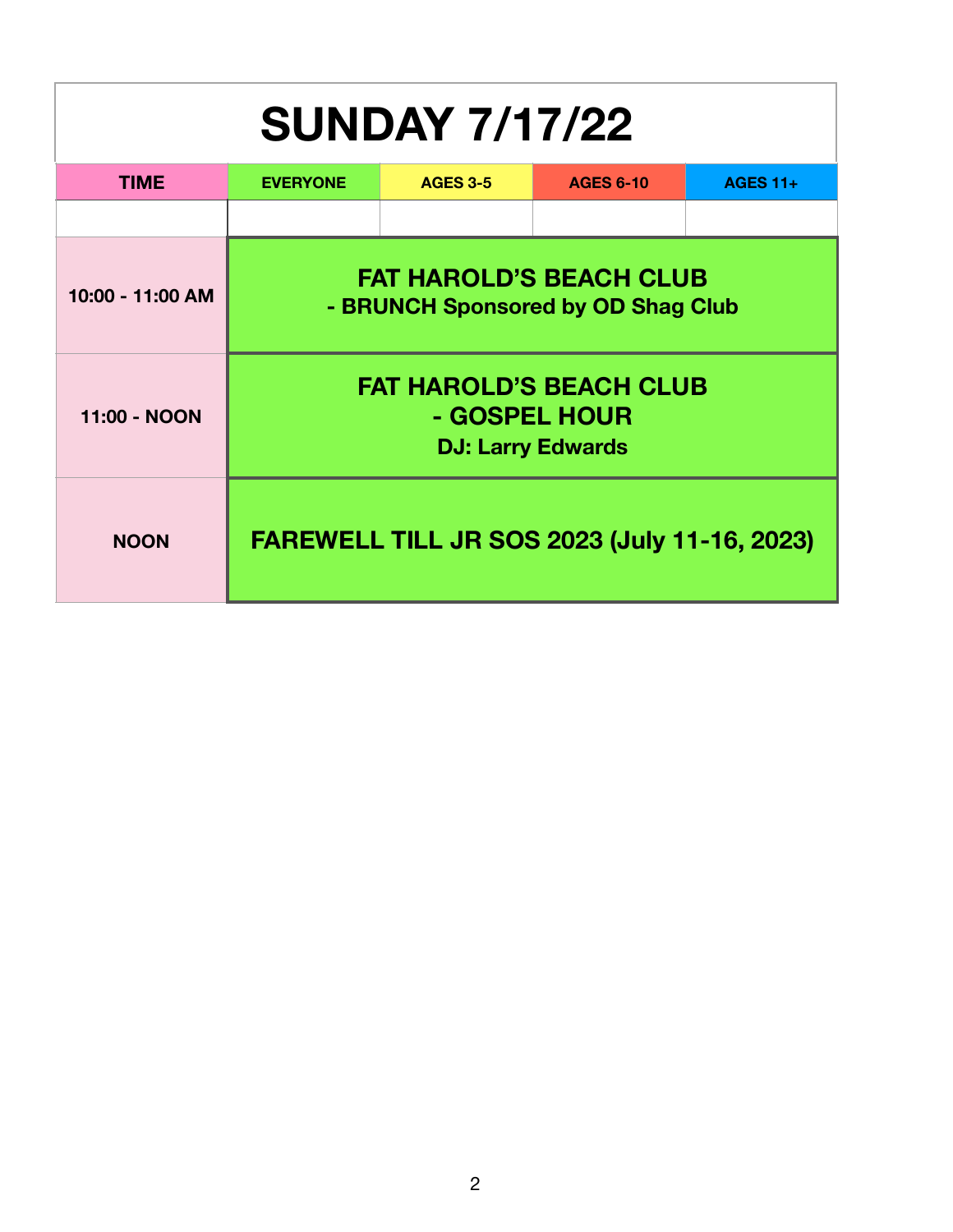# SUNDAY 7/17/22

| TIME | EVERYONE | AGES 3-5 | AGES 6-10 | AGES 11+ |
| --- | --- | --- | --- | --- |
| | | | | |
| 10:00 - 11:00 AM | **FAT HAROLD'S BEACH CLUB - BRUNCH Sponsored by OD Shag Club** | | | |
| 11:00 - NOON | **FAT HAROLD'S BEACH CLUB - GOSPEL HOUR** DJ: Larry Edwards | | | |
| NOON | **FAREWELL TILL JR SOS 2023 (July 11-16, 2023)** | | | |